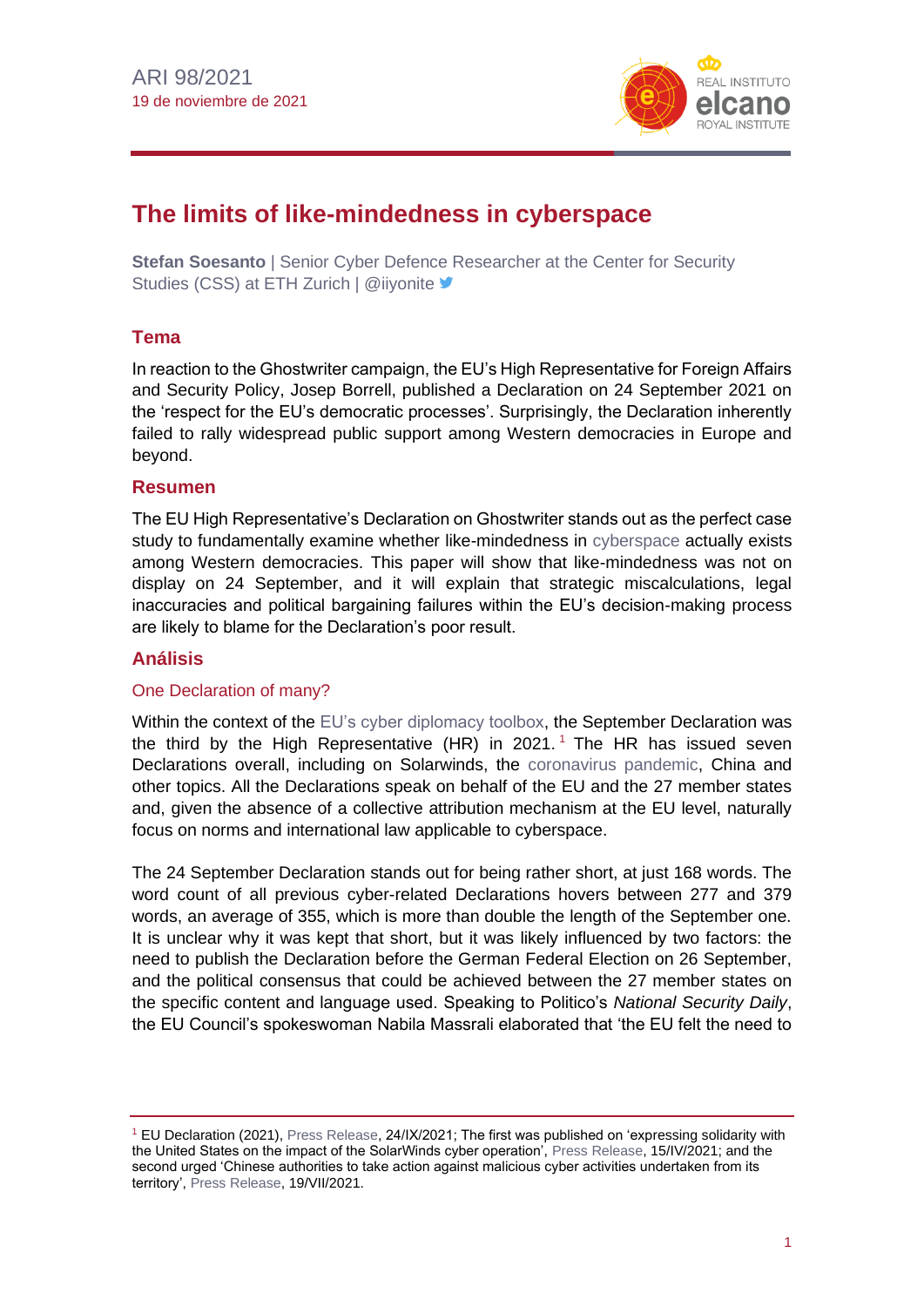ARI 98/2021
19 de noviembre de 2021

# The limits of like-mindedness in cyberspace

**Stefan Soesanto** | Senior Cyber Defence Researcher at the Center for Security Studies (CSS) at ETH Zurich | @iiyonite

## Tema

In reaction to the Ghostwriter campaign, the EU's High Representative for Foreign Affairs and Security Policy, Josep Borrell, published a Declaration on 24 September 2021 on the 'respect for the EU's democratic processes'. Surprisingly, the Declaration inherently failed to rally widespread public support among Western democracies in Europe and beyond.

## Resumen

The EU High Representative's Declaration on Ghostwriter stands out as the perfect case study to fundamentally examine whether like-mindedness in cyberspace actually exists among Western democracies. This paper will show that like-mindedness was not on display on 24 September, and it will explain that strategic miscalculations, legal inaccuracies and political bargaining failures within the EU's decision-making process are likely to blame for the Declaration's poor result.

## Análisis

### One Declaration of many?

Within the context of the EU's cyber diplomacy toolbox, the September Declaration was the third by the High Representative (HR) in 2021.[1] The HR has issued seven Declarations overall, including on Solarwinds, the coronavirus pandemic, China and other topics. All the Declarations speak on behalf of the EU and the 27 member states and, given the absence of a collective attribution mechanism at the EU level, naturally focus on norms and international law applicable to cyberspace.

The 24 September Declaration stands out for being rather short, at just 168 words. The word count of all previous cyber-related Declarations hovers between 277 and 379 words, an average of 355, which is more than double the length of the September one. It is unclear why it was kept that short, but it was likely influenced by two factors: the need to publish the Declaration before the German Federal Election on 26 September, and the political consensus that could be achieved between the 27 member states on the specific content and language used. Speaking to Politico's *National Security Daily*, the EU Council's spokeswoman Nabila Massrali elaborated that 'the EU felt the need to

[1] EU Declaration (2021), Press Release, 24/IX/2021; The first was published on 'expressing solidarity with the United States on the impact of the SolarWinds cyber operation', Press Release, 15/IV/2021; and the second urged 'Chinese authorities to take action against malicious cyber activities undertaken from its territory', Press Release, 19/VII/2021.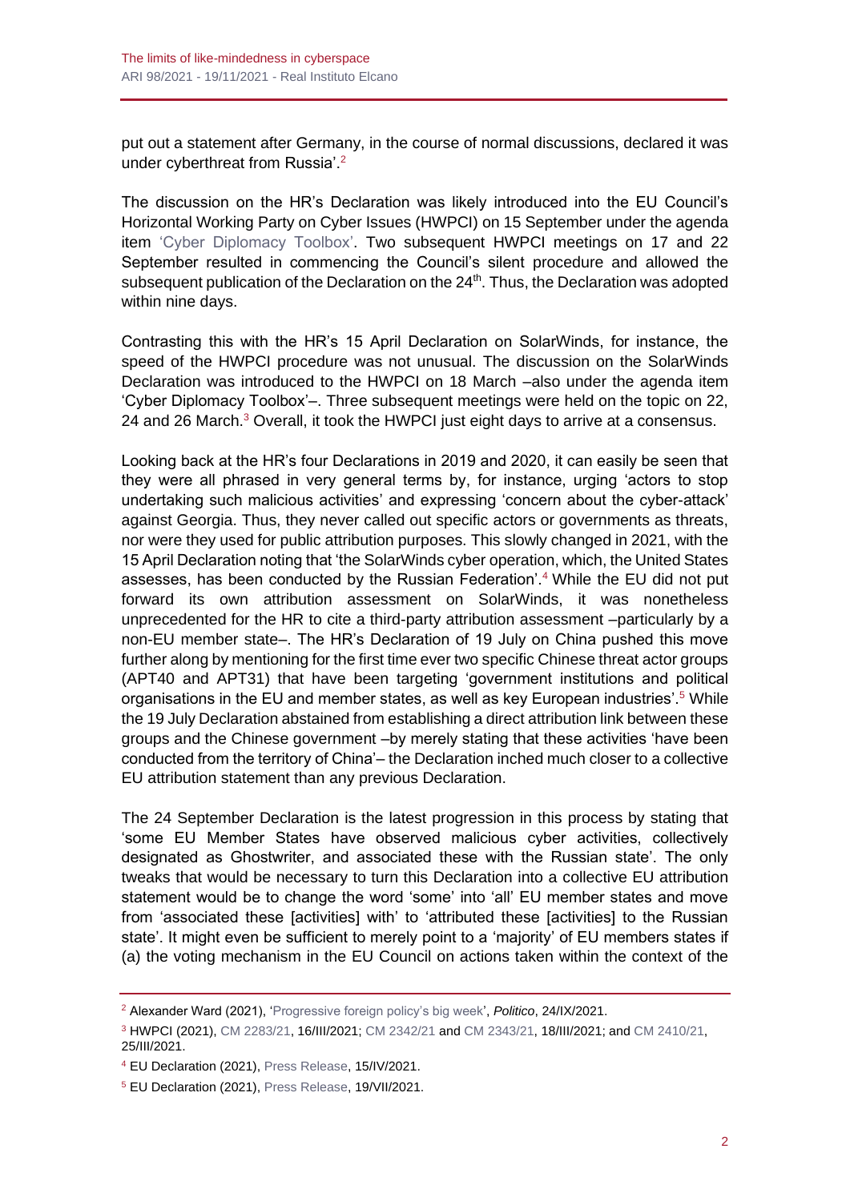put out a statement after Germany, in the course of normal discussions, declared it was under cyberthreat from Russia'.[2]

The discussion on the HR's Declaration was likely introduced into the EU Council's Horizontal Working Party on Cyber Issues (HWPCI) on 15 September under the agenda item 'Cyber Diplomacy Toolbox'. Two subsequent HWPCI meetings on 17 and 22 September resulted in commencing the Council's silent procedure and allowed the subsequent publication of the Declaration on the 24th. Thus, the Declaration was adopted within nine days.

Contrasting this with the HR's 15 April Declaration on SolarWinds, for instance, the speed of the HWPCI procedure was not unusual. The discussion on the SolarWinds Declaration was introduced to the HWPCI on 18 March –also under the agenda item 'Cyber Diplomacy Toolbox'–. Three subsequent meetings were held on the topic on 22, 24 and 26 March.[3] Overall, it took the HWPCI just eight days to arrive at a consensus.

Looking back at the HR's four Declarations in 2019 and 2020, it can easily be seen that they were all phrased in very general terms by, for instance, urging 'actors to stop undertaking such malicious activities' and expressing 'concern about the cyber-attack' against Georgia. Thus, they never called out specific actors or governments as threats, nor were they used for public attribution purposes. This slowly changed in 2021, with the 15 April Declaration noting that 'the SolarWinds cyber operation, which, the United States assesses, has been conducted by the Russian Federation'.[4] While the EU did not put forward its own attribution assessment on SolarWinds, it was nonetheless unprecedented for the HR to cite a third-party attribution assessment –particularly by a non-EU member state–. The HR's Declaration of 19 July on China pushed this move further along by mentioning for the first time ever two specific Chinese threat actor groups (APT40 and APT31) that have been targeting 'government institutions and political organisations in the EU and member states, as well as key European industries'.[5] While the 19 July Declaration abstained from establishing a direct attribution link between these groups and the Chinese government –by merely stating that these activities 'have been conducted from the territory of China'– the Declaration inched much closer to a collective EU attribution statement than any previous Declaration.

The 24 September Declaration is the latest progression in this process by stating that 'some EU Member States have observed malicious cyber activities, collectively designated as Ghostwriter, and associated these with the Russian state'. The only tweaks that would be necessary to turn this Declaration into a collective EU attribution statement would be to change the word 'some' into 'all' EU member states and move from 'associated these [activities] with' to 'attributed these [activities] to the Russian state'. It might even be sufficient to merely point to a 'majority' of EU members states if (a) the voting mechanism in the EU Council on actions taken within the context of the

---

[2] Alexander Ward (2021), 'Progressive foreign policy's big week', *Politico*, 24/IX/2021.

[3] HWPCI (2021), CM 2283/21, 16/III/2021; CM 2342/21 and CM 2343/21, 18/III/2021; and CM 2410/21, 25/III/2021.

[4] EU Declaration (2021), Press Release, 15/IV/2021.

[5] EU Declaration (2021), Press Release, 19/VII/2021.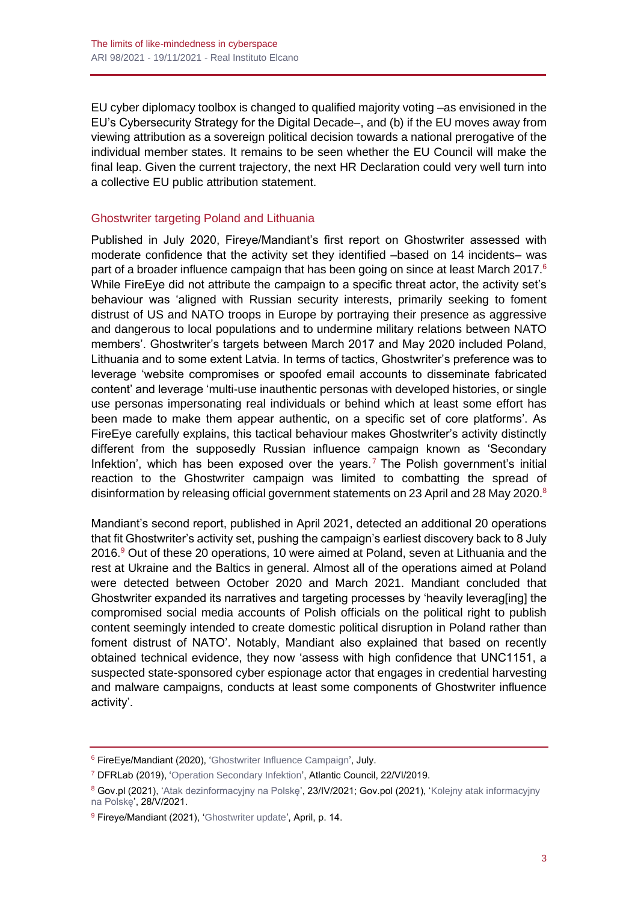EU cyber diplomacy toolbox is changed to qualified majority voting –as envisioned in the EU's Cybersecurity Strategy for the Digital Decade–, and (b) if the EU moves away from viewing attribution as a sovereign political decision towards a national prerogative of the individual member states. It remains to be seen whether the EU Council will make the final leap. Given the current trajectory, the next HR Declaration could very well turn into a collective EU public attribution statement.

## Ghostwriter targeting Poland and Lithuania

Published in July 2020, Fireye/Mandiant's first report on Ghostwriter assessed with moderate confidence that the activity set they identified –based on 14 incidents– was part of a broader influence campaign that has been going on since at least March 2017.[6] While FireEye did not attribute the campaign to a specific threat actor, the activity set's behaviour was 'aligned with Russian security interests, primarily seeking to foment distrust of US and NATO troops in Europe by portraying their presence as aggressive and dangerous to local populations and to undermine military relations between NATO members'. Ghostwriter's targets between March 2017 and May 2020 included Poland, Lithuania and to some extent Latvia. In terms of tactics, Ghostwriter's preference was to leverage 'website compromises or spoofed email accounts to disseminate fabricated content' and leverage 'multi-use inauthentic personas with developed histories, or single use personas impersonating real individuals or behind which at least some effort has been made to make them appear authentic, on a specific set of core platforms'. As FireEye carefully explains, this tactical behaviour makes Ghostwriter's activity distinctly different from the supposedly Russian influence campaign known as 'Secondary Infektion', which has been exposed over the years.[7] The Polish government's initial reaction to the Ghostwriter campaign was limited to combatting the spread of disinformation by releasing official government statements on 23 April and 28 May 2020.[8]

Mandiant's second report, published in April 2021, detected an additional 20 operations that fit Ghostwriter's activity set, pushing the campaign's earliest discovery back to 8 July 2016.[9] Out of these 20 operations, 10 were aimed at Poland, seven at Lithuania and the rest at Ukraine and the Baltics in general. Almost all of the operations aimed at Poland were detected between October 2020 and March 2021. Mandiant concluded that Ghostwriter expanded its narratives and targeting processes by 'heavily leverag[ing] the compromised social media accounts of Polish officials on the political right to publish content seemingly intended to create domestic political disruption in Poland rather than foment distrust of NATO'. Notably, Mandiant also explained that based on recently obtained technical evidence, they now 'assess with high confidence that UNC1151, a suspected state-sponsored cyber espionage actor that engages in credential harvesting and malware campaigns, conducts at least some components of Ghostwriter influence activity'.

---

[6] FireEye/Mandiant (2020), 'Ghostwriter Influence Campaign', July.

[7] DFRLab (2019), 'Operation Secondary Infektion', Atlantic Council, 22/VI/2019.

[8] Gov.pl (2021), 'Atak dezinformacyjny na Polskę', 23/IV/2021; Gov.pol (2021), 'Kolejny atak informacyjny na Polskę', 28/V/2021.

[9] Fireye/Mandiant (2021), 'Ghostwriter update', April, p. 14.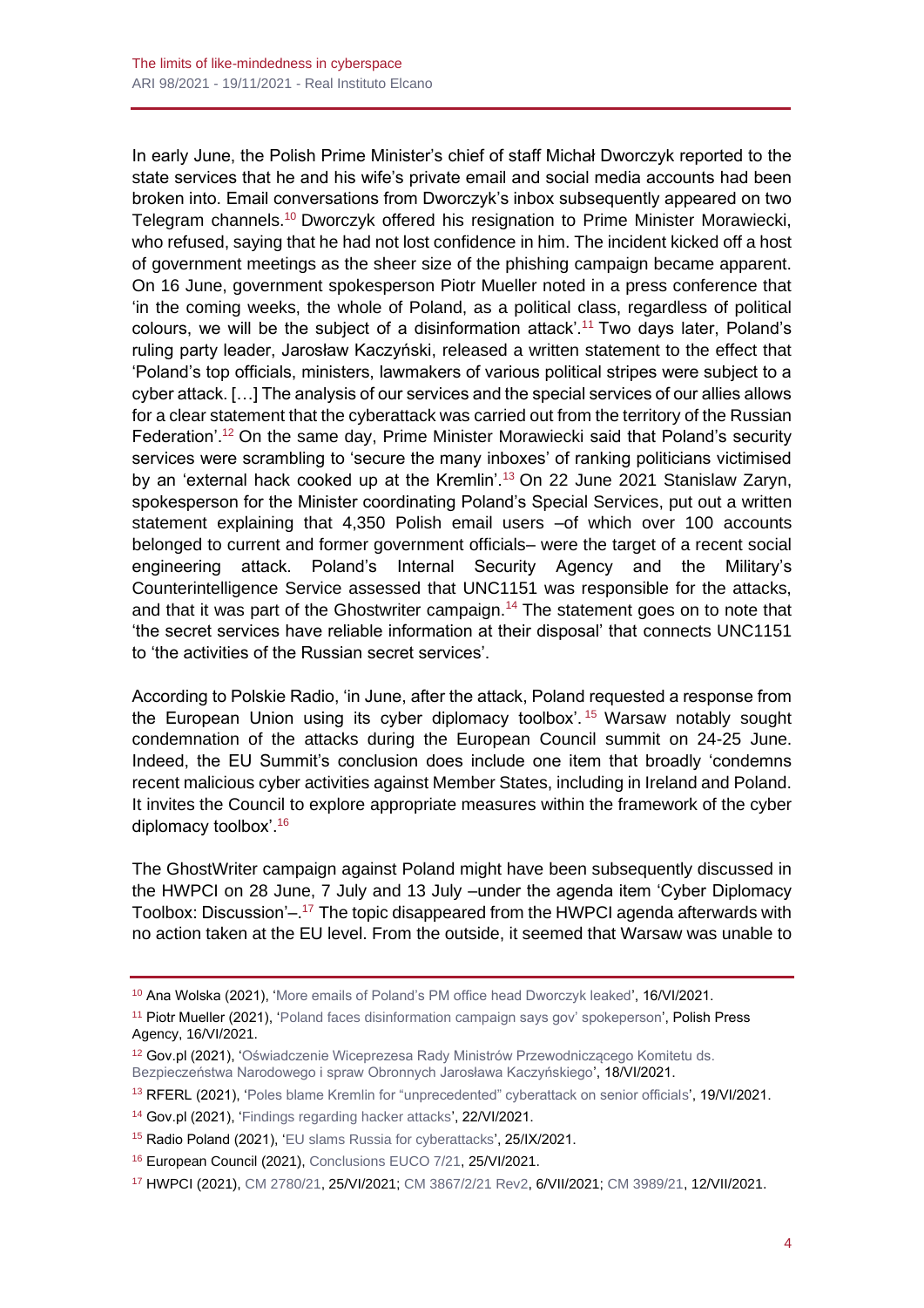In early June, the Polish Prime Minister's chief of staff Michał Dworczyk reported to the state services that he and his wife's private email and social media accounts had been broken into. Email conversations from Dworczyk's inbox subsequently appeared on two Telegram channels.[10] Dworczyk offered his resignation to Prime Minister Morawiecki, who refused, saying that he had not lost confidence in him. The incident kicked off a host of government meetings as the sheer size of the phishing campaign became apparent. On 16 June, government spokesperson Piotr Mueller noted in a press conference that 'in the coming weeks, the whole of Poland, as a political class, regardless of political colours, we will be the subject of a disinformation attack'.[11] Two days later, Poland's ruling party leader, Jarosław Kaczyński, released a written statement to the effect that 'Poland's top officials, ministers, lawmakers of various political stripes were subject to a cyber attack. […] The analysis of our services and the special services of our allies allows for a clear statement that the cyberattack was carried out from the territory of the Russian Federation'.[12] On the same day, Prime Minister Morawiecki said that Poland's security services were scrambling to 'secure the many inboxes' of ranking politicians victimised by an 'external hack cooked up at the Kremlin'.[13] On 22 June 2021 Stanislaw Zaryn, spokesperson for the Minister coordinating Poland's Special Services, put out a written statement explaining that 4,350 Polish email users –of which over 100 accounts belonged to current and former government officials– were the target of a recent social engineering attack. Poland's Internal Security Agency and the Military's Counterintelligence Service assessed that UNC1151 was responsible for the attacks, and that it was part of the Ghostwriter campaign.[14] The statement goes on to note that 'the secret services have reliable information at their disposal' that connects UNC1151 to 'the activities of the Russian secret services'.

According to Polskie Radio, 'in June, after the attack, Poland requested a response from the European Union using its cyber diplomacy toolbox'.[15] Warsaw notably sought condemnation of the attacks during the European Council summit on 24-25 June. Indeed, the EU Summit's conclusion does include one item that broadly 'condemns recent malicious cyber activities against Member States, including in Ireland and Poland. It invites the Council to explore appropriate measures within the framework of the cyber diplomacy toolbox'.[16]

The GhostWriter campaign against Poland might have been subsequently discussed in the HWPCI on 28 June, 7 July and 13 July –under the agenda item 'Cyber Diplomacy Toolbox: Discussion'–.[17] The topic disappeared from the HWPCI agenda afterwards with no action taken at the EU level. From the outside, it seemed that Warsaw was unable to

---

[10] Ana Wolska (2021), 'More emails of Poland's PM office head Dworczyk leaked', 16/VI/2021.

[11] Piotr Mueller (2021), 'Poland faces disinformation campaign says gov' spokeperson', Polish Press Agency, 16/VI/2021.

[12] Gov.pl (2021), 'Oświadczenie Wiceprezesa Rady Ministrów Przewodniczącego Komitetu ds. Bezpieczeństwa Narodowego i spraw Obronnych Jarosława Kaczyńskiego', 18/VI/2021.

[13] RFERL (2021), 'Poles blame Kremlin for "unprecedented" cyberattack on senior officials', 19/VI/2021.

[14] Gov.pl (2021), 'Findings regarding hacker attacks', 22/VI/2021.

[15] Radio Poland (2021), 'EU slams Russia for cyberattacks', 25/IX/2021.

[16] European Council (2021), Conclusions EUCO 7/21, 25/VI/2021.

[17] HWPCI (2021), CM 2780/21, 25/VI/2021; CM 3867/2/21 Rev2, 6/VII/2021; CM 3989/21, 12/VII/2021.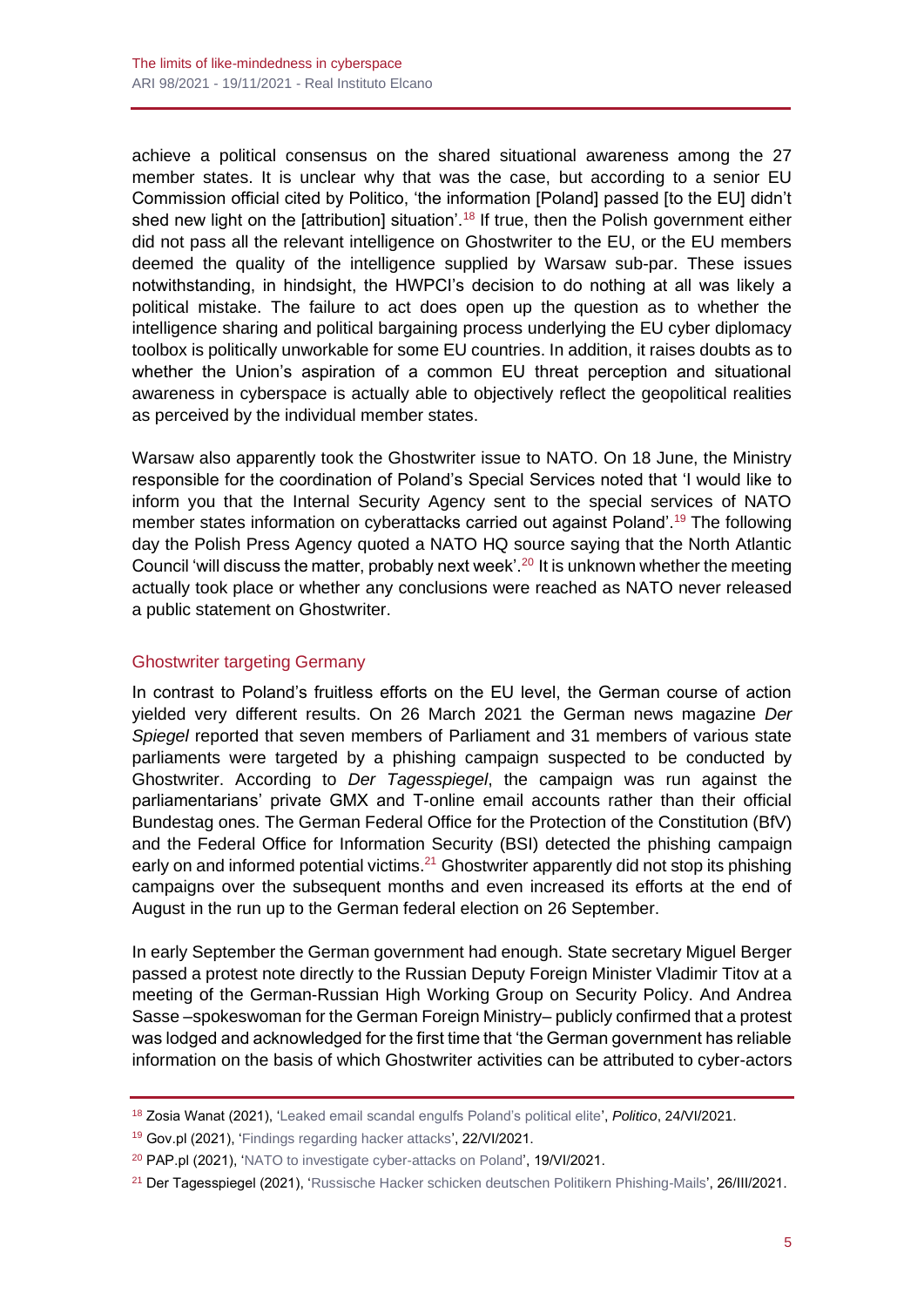achieve a political consensus on the shared situational awareness among the 27 member states. It is unclear why that was the case, but according to a senior EU Commission official cited by Politico, 'the information [Poland] passed [to the EU] didn't shed new light on the [attribution] situation'.[18] If true, then the Polish government either did not pass all the relevant intelligence on Ghostwriter to the EU, or the EU members deemed the quality of the intelligence supplied by Warsaw sub-par. These issues notwithstanding, in hindsight, the HWPCI's decision to do nothing at all was likely a political mistake. The failure to act does open up the question as to whether the intelligence sharing and political bargaining process underlying the EU cyber diplomacy toolbox is politically unworkable for some EU countries. In addition, it raises doubts as to whether the Union's aspiration of a common EU threat perception and situational awareness in cyberspace is actually able to objectively reflect the geopolitical realities as perceived by the individual member states.

Warsaw also apparently took the Ghostwriter issue to NATO. On 18 June, the Ministry responsible for the coordination of Poland's Special Services noted that 'I would like to inform you that the Internal Security Agency sent to the special services of NATO member states information on cyberattacks carried out against Poland'.[19] The following day the Polish Press Agency quoted a NATO HQ source saying that the North Atlantic Council 'will discuss the matter, probably next week'.[20] It is unknown whether the meeting actually took place or whether any conclusions were reached as NATO never released a public statement on Ghostwriter.

## Ghostwriter targeting Germany

In contrast to Poland's fruitless efforts on the EU level, the German course of action yielded very different results. On 26 March 2021 the German news magazine *Der Spiegel* reported that seven members of Parliament and 31 members of various state parliaments were targeted by a phishing campaign suspected to be conducted by Ghostwriter. According to *Der Tagesspiegel*, the campaign was run against the parliamentarians' private GMX and T-online email accounts rather than their official Bundestag ones. The German Federal Office for the Protection of the Constitution (BfV) and the Federal Office for Information Security (BSI) detected the phishing campaign early on and informed potential victims.[21] Ghostwriter apparently did not stop its phishing campaigns over the subsequent months and even increased its efforts at the end of August in the run up to the German federal election on 26 September.

In early September the German government had enough. State secretary Miguel Berger passed a protest note directly to the Russian Deputy Foreign Minister Vladimir Titov at a meeting of the German-Russian High Working Group on Security Policy. And Andrea Sasse –spokeswoman for the German Foreign Ministry– publicly confirmed that a protest was lodged and acknowledged for the first time that 'the German government has reliable information on the basis of which Ghostwriter activities can be attributed to cyber-actors

---

[18] Zosia Wanat (2021), 'Leaked email scandal engulfs Poland's political elite', *Politico*, 24/VI/2021.

[19] Gov.pl (2021), 'Findings regarding hacker attacks', 22/VI/2021.

[20] PAP.pl (2021), 'NATO to investigate cyber-attacks on Poland', 19/VI/2021.

[21] Der Tagesspiegel (2021), 'Russische Hacker schicken deutschen Politikern Phishing-Mails', 26/III/2021.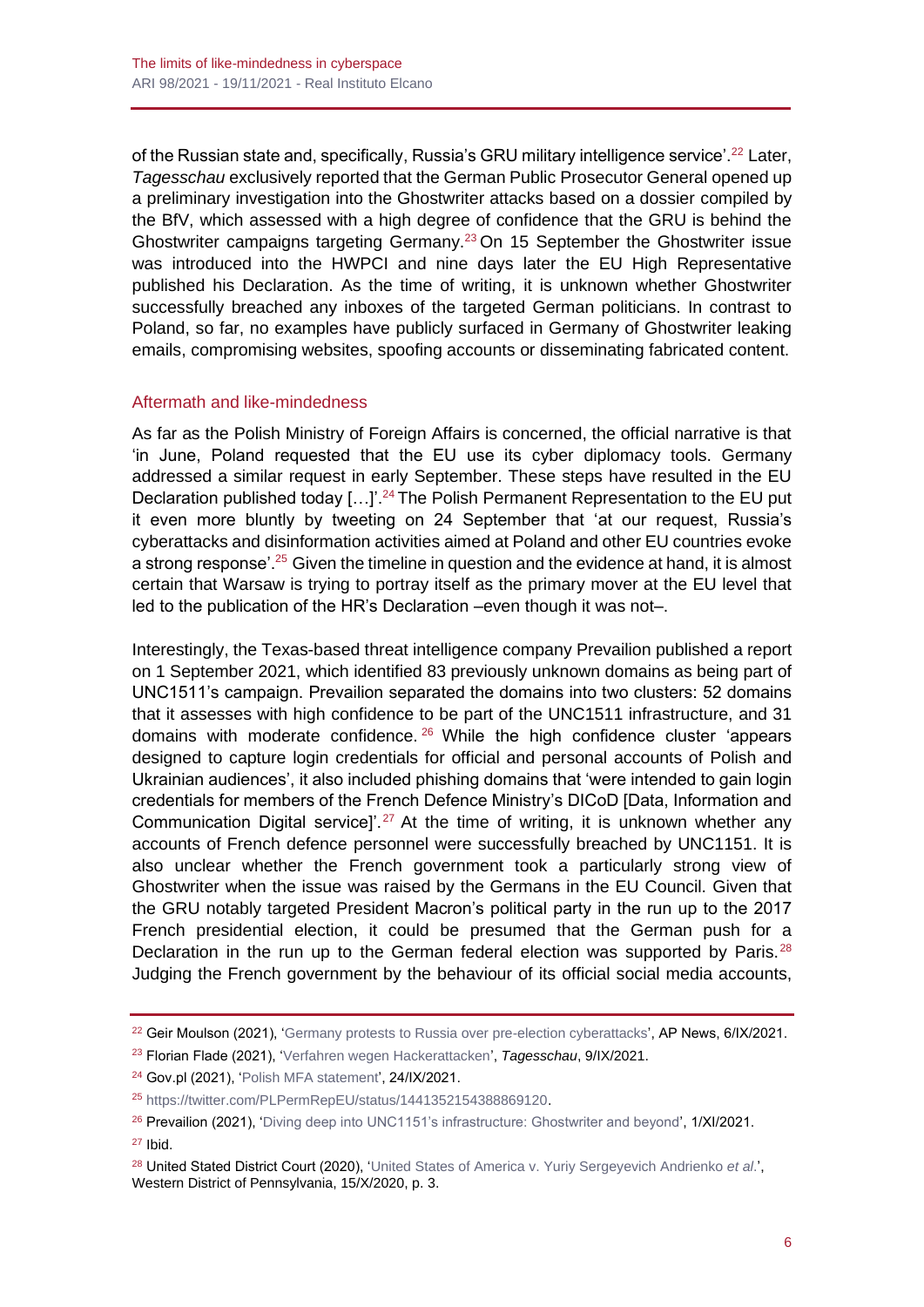of the Russian state and, specifically, Russia's GRU military intelligence service'.[22] Later, *Tagesschau* exclusively reported that the German Public Prosecutor General opened up a preliminary investigation into the Ghostwriter attacks based on a dossier compiled by the BfV, which assessed with a high degree of confidence that the GRU is behind the Ghostwriter campaigns targeting Germany.[23] On 15 September the Ghostwriter issue was introduced into the HWPCI and nine days later the EU High Representative published his Declaration. As the time of writing, it is unknown whether Ghostwriter successfully breached any inboxes of the targeted German politicians. In contrast to Poland, so far, no examples have publicly surfaced in Germany of Ghostwriter leaking emails, compromising websites, spoofing accounts or disseminating fabricated content.

## Aftermath and like-mindedness

As far as the Polish Ministry of Foreign Affairs is concerned, the official narrative is that 'in June, Poland requested that the EU use its cyber diplomacy tools. Germany addressed a similar request in early September. These steps have resulted in the EU Declaration published today […]'.[24] The Polish Permanent Representation to the EU put it even more bluntly by tweeting on 24 September that 'at our request, Russia's cyberattacks and disinformation activities aimed at Poland and other EU countries evoke a strong response'.[25] Given the timeline in question and the evidence at hand, it is almost certain that Warsaw is trying to portray itself as the primary mover at the EU level that led to the publication of the HR's Declaration –even though it was not–.

Interestingly, the Texas-based threat intelligence company Prevailion published a report on 1 September 2021, which identified 83 previously unknown domains as being part of UNC1511's campaign. Prevailion separated the domains into two clusters: 52 domains that it assesses with high confidence to be part of the UNC1511 infrastructure, and 31 domains with moderate confidence.[26] While the high confidence cluster 'appears designed to capture login credentials for official and personal accounts of Polish and Ukrainian audiences', it also included phishing domains that 'were intended to gain login credentials for members of the French Defence Ministry's DICoD [Data, Information and Communication Digital service]'.[27] At the time of writing, it is unknown whether any accounts of French defence personnel were successfully breached by UNC1151. It is also unclear whether the French government took a particularly strong view of Ghostwriter when the issue was raised by the Germans in the EU Council. Given that the GRU notably targeted President Macron's political party in the run up to the 2017 French presidential election, it could be presumed that the German push for a Declaration in the run up to the German federal election was supported by Paris.[28] Judging the French government by the behaviour of its official social media accounts,

---

[22] Geir Moulson (2021), 'Germany protests to Russia over pre-election cyberattacks', AP News, 6/IX/2021.

[23] Florian Flade (2021), 'Verfahren wegen Hackerattacken', *Tagesschau*, 9/IX/2021.

[24] Gov.pl (2021), 'Polish MFA statement', 24/IX/2021.

[25] https://twitter.com/PLPermRepEU/status/1441352154388869120.

[26] Prevailion (2021), 'Diving deep into UNC1151's infrastructure: Ghostwriter and beyond', 1/XI/2021.

[27] Ibid.

[28] United Stated District Court (2020), 'United States of America v. Yuriy Sergeyevich Andrienko *et al*.', Western District of Pennsylvania, 15/X/2020, p. 3.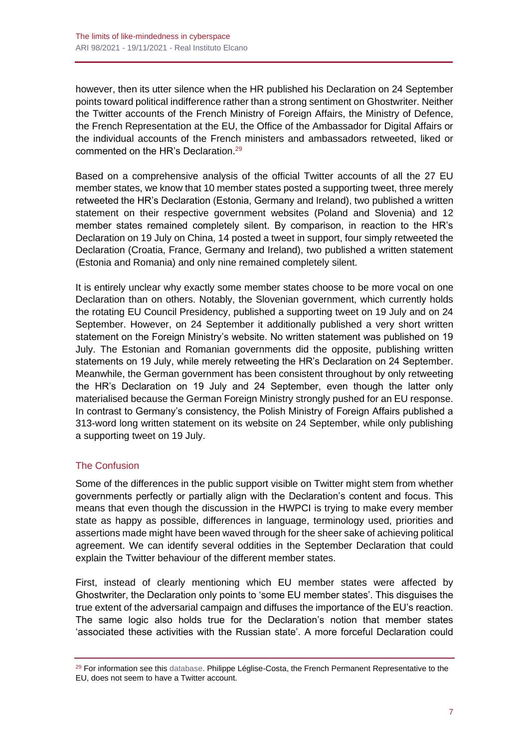however, then its utter silence when the HR published his Declaration on 24 September points toward political indifference rather than a strong sentiment on Ghostwriter. Neither the Twitter accounts of the French Ministry of Foreign Affairs, the Ministry of Defence, the French Representation at the EU, the Office of the Ambassador for Digital Affairs or the individual accounts of the French ministers and ambassadors retweeted, liked or commented on the HR's Declaration.[29]

Based on a comprehensive analysis of the official Twitter accounts of all the 27 EU member states, we know that 10 member states posted a supporting tweet, three merely retweeted the HR's Declaration (Estonia, Germany and Ireland), two published a written statement on their respective government websites (Poland and Slovenia) and 12 member states remained completely silent. By comparison, in reaction to the HR's Declaration on 19 July on China, 14 posted a tweet in support, four simply retweeted the Declaration (Croatia, France, Germany and Ireland), two published a written statement (Estonia and Romania) and only nine remained completely silent.

It is entirely unclear why exactly some member states choose to be more vocal on one Declaration than on others. Notably, the Slovenian government, which currently holds the rotating EU Council Presidency, published a supporting tweet on 19 July and on 24 September. However, on 24 September it additionally published a very short written statement on the Foreign Ministry's website. No written statement was published on 19 July. The Estonian and Romanian governments did the opposite, publishing written statements on 19 July, while merely retweeting the HR's Declaration on 24 September. Meanwhile, the German government has been consistent throughout by only retweeting the HR's Declaration on 19 July and 24 September, even though the latter only materialised because the German Foreign Ministry strongly pushed for an EU response. In contrast to Germany's consistency, the Polish Ministry of Foreign Affairs published a 313-word long written statement on its website on 24 September, while only publishing a supporting tweet on 19 July.

## The Confusion

Some of the differences in the public support visible on Twitter might stem from whether governments perfectly or partially align with the Declaration's content and focus. This means that even though the discussion in the HWPCI is trying to make every member state as happy as possible, differences in language, terminology used, priorities and assertions made might have been waved through for the sheer sake of achieving political agreement. We can identify several oddities in the September Declaration that could explain the Twitter behaviour of the different member states.

First, instead of clearly mentioning which EU member states were affected by Ghostwriter, the Declaration only points to 'some EU member states'. This disguises the true extent of the adversarial campaign and diffuses the importance of the EU's reaction. The same logic also holds true for the Declaration's notion that member states 'associated these activities with the Russian state'. A more forceful Declaration could

---

[29] For information see this database. Philippe Léglise-Costa, the French Permanent Representative to the EU, does not seem to have a Twitter account.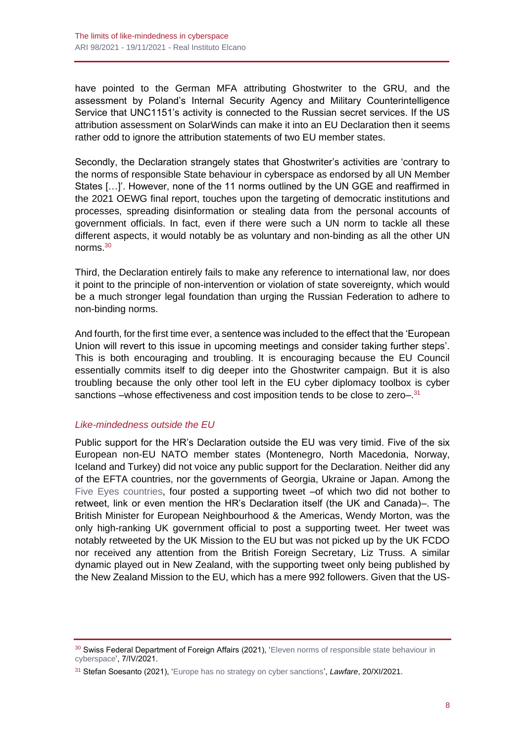have pointed to the German MFA attributing Ghostwriter to the GRU, and the assessment by Poland's Internal Security Agency and Military Counterintelligence Service that UNC1151's activity is connected to the Russian secret services. If the US attribution assessment on SolarWinds can make it into an EU Declaration then it seems rather odd to ignore the attribution statements of two EU member states.

Secondly, the Declaration strangely states that Ghostwriter's activities are 'contrary to the norms of responsible State behaviour in cyberspace as endorsed by all UN Member States […]'. However, none of the 11 norms outlined by the UN GGE and reaffirmed in the 2021 OEWG final report, touches upon the targeting of democratic institutions and processes, spreading disinformation or stealing data from the personal accounts of government officials. In fact, even if there were such a UN norm to tackle all these different aspects, it would notably be as voluntary and non-binding as all the other UN norms.[30]

Third, the Declaration entirely fails to make any reference to international law, nor does it point to the principle of non-intervention or violation of state sovereignty, which would be a much stronger legal foundation than urging the Russian Federation to adhere to non-binding norms.

And fourth, for the first time ever, a sentence was included to the effect that the 'European Union will revert to this issue in upcoming meetings and consider taking further steps'. This is both encouraging and troubling. It is encouraging because the EU Council essentially commits itself to dig deeper into the Ghostwriter campaign. But it is also troubling because the only other tool left in the EU cyber diplomacy toolbox is cyber sanctions –whose effectiveness and cost imposition tends to be close to zero–.[31]

### *Like-mindedness outside the EU*

Public support for the HR's Declaration outside the EU was very timid. Five of the six European non-EU NATO member states (Montenegro, North Macedonia, Norway, Iceland and Turkey) did not voice any public support for the Declaration. Neither did any of the EFTA countries, nor the governments of Georgia, Ukraine or Japan. Among the Five Eyes countries, four posted a supporting tweet –of which two did not bother to retweet, link or even mention the HR's Declaration itself (the UK and Canada)–. The British Minister for European Neighbourhood & the Americas, Wendy Morton, was the only high-ranking UK government official to post a supporting tweet. Her tweet was notably retweeted by the UK Mission to the EU but was not picked up by the UK FCDO nor received any attention from the British Foreign Secretary, Liz Truss. A similar dynamic played out in New Zealand, with the supporting tweet only being published by the New Zealand Mission to the EU, which has a mere 992 followers. Given that the US-

---

[30] Swiss Federal Department of Foreign Affairs (2021), 'Eleven norms of responsible state behaviour in cyberspace', 7/IV/2021.

[31] Stefan Soesanto (2021), 'Europe has no strategy on cyber sanctions', *Lawfare*, 20/XI/2021.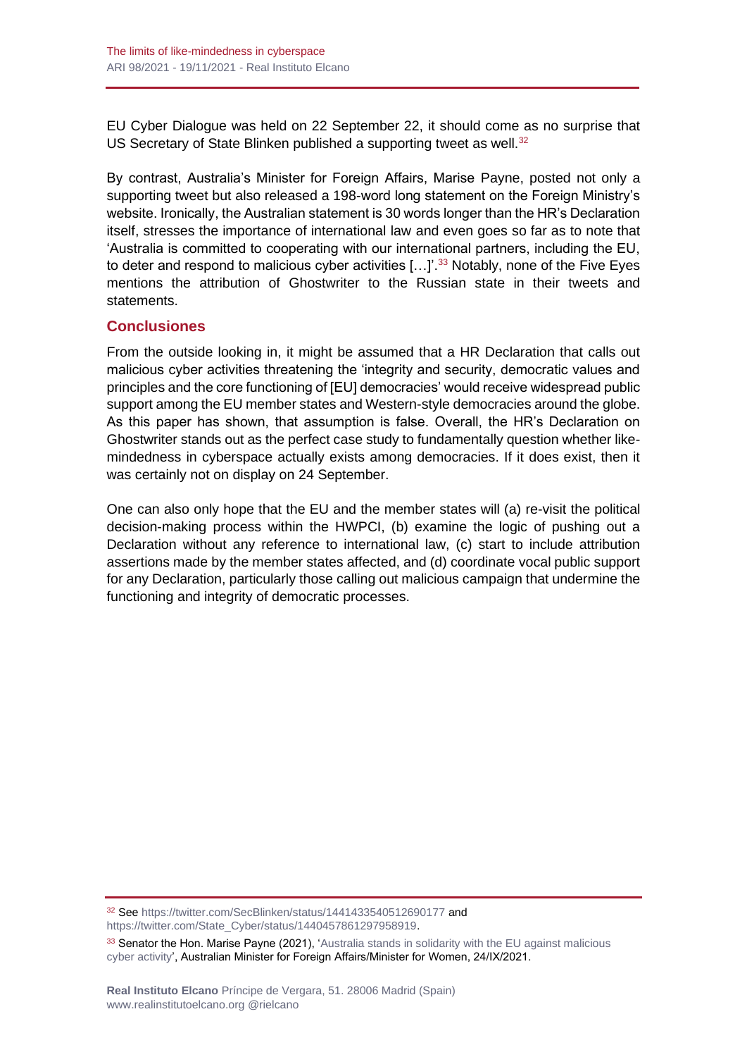EU Cyber Dialogue was held on 22 September 22, it should come as no surprise that US Secretary of State Blinken published a supporting tweet as well.[32]

By contrast, Australia's Minister for Foreign Affairs, Marise Payne, posted not only a supporting tweet but also released a 198-word long statement on the Foreign Ministry's website. Ironically, the Australian statement is 30 words longer than the HR's Declaration itself, stresses the importance of international law and even goes so far as to note that 'Australia is committed to cooperating with our international partners, including the EU, to deter and respond to malicious cyber activities […]'.[33] Notably, none of the Five Eyes mentions the attribution of Ghostwriter to the Russian state in their tweets and statements.

## Conclusiones

From the outside looking in, it might be assumed that a HR Declaration that calls out malicious cyber activities threatening the 'integrity and security, democratic values and principles and the core functioning of [EU] democracies' would receive widespread public support among the EU member states and Western-style democracies around the globe. As this paper has shown, that assumption is false. Overall, the HR's Declaration on Ghostwriter stands out as the perfect case study to fundamentally question whether like-mindedness in cyberspace actually exists among democracies. If it does exist, then it was certainly not on display on 24 September.

One can also only hope that the EU and the member states will (a) re-visit the political decision-making process within the HWPCI, (b) examine the logic of pushing out a Declaration without any reference to international law, (c) start to include attribution assertions made by the member states affected, and (d) coordinate vocal public support for any Declaration, particularly those calling out malicious campaign that undermine the functioning and integrity of democratic processes.

---

[32] See https://twitter.com/SecBlinken/status/1441433540512690177 and https://twitter.com/State_Cyber/status/1440457861297958919.

[33] Senator the Hon. Marise Payne (2021), 'Australia stands in solidarity with the EU against malicious cyber activity', Australian Minister for Foreign Affairs/Minister for Women, 24/IX/2021.